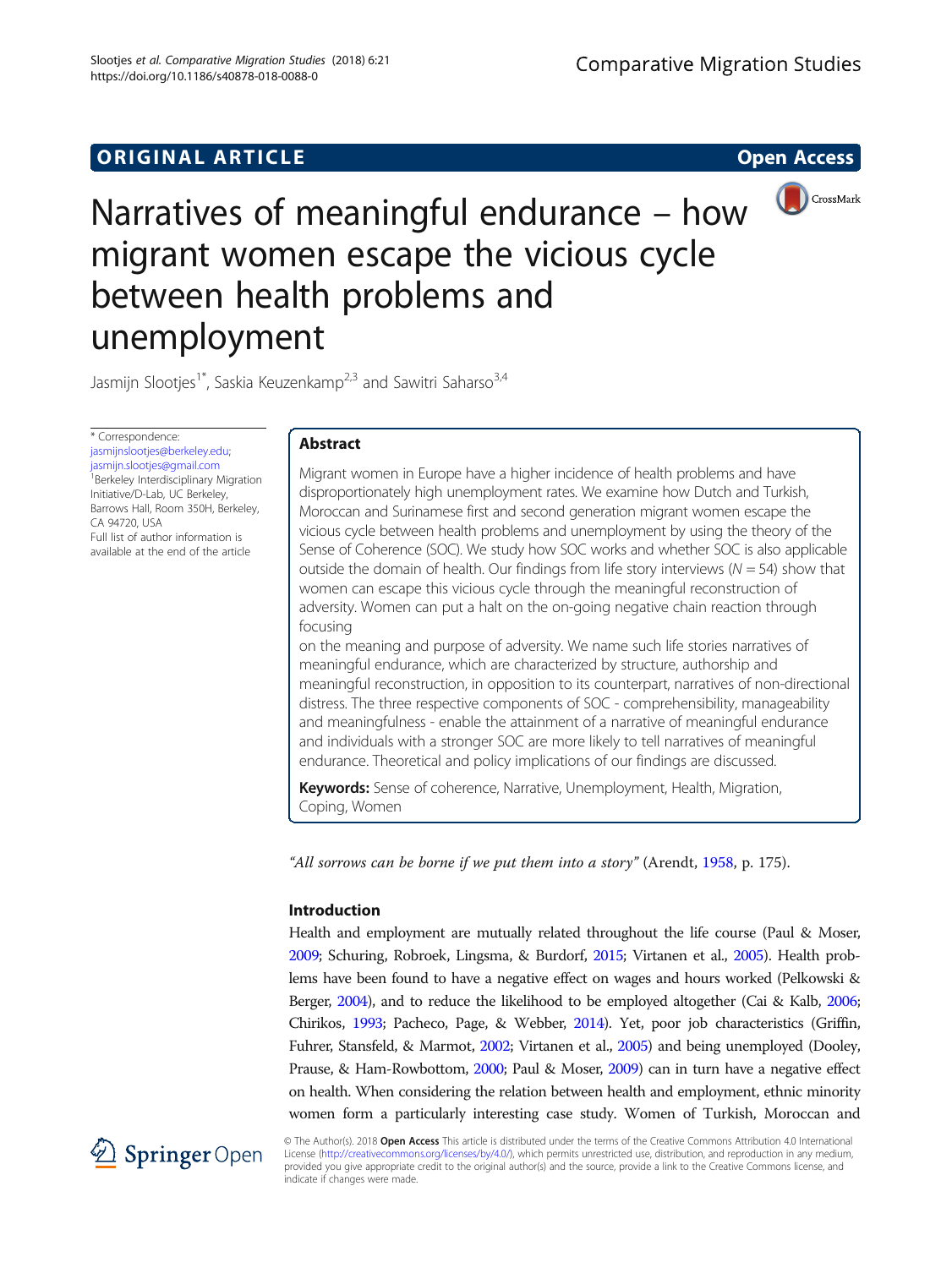ORIGINAL ARTICLE

Open Access

# Narratives of meaningful endurance – how migrant women escape the vicious cycle between health problems and unemployment

Jasmijn Slootjes[1*], Saskia Keuzenkamp[2,3] and Sawitri Saharso[3,4]

\* Correspondence: jasmijnslootjes@berkeley.edu; jasmijn.slootjes@gmail.com
[1]Berkeley Interdisciplinary Migration Initiative/D-Lab, UC Berkeley, Barrows Hall, Room 350H, Berkeley, CA 94720, USA
Full list of author information is available at the end of the article

## Abstract

Migrant women in Europe have a higher incidence of health problems and have disproportionately high unemployment rates. We examine how Dutch and Turkish, Moroccan and Surinamese first and second generation migrant women escape the vicious cycle between health problems and unemployment by using the theory of the Sense of Coherence (SOC). We study how SOC works and whether SOC is also applicable outside the domain of health. Our findings from life story interviews ($N = 54$) show that women can escape this vicious cycle through the meaningful reconstruction of adversity. Women can put a halt on the on-going negative chain reaction through focusing on the meaning and purpose of adversity. We name such life stories narratives of meaningful endurance, which are characterized by structure, authorship and meaningful reconstruction, in opposition to its counterpart, narratives of non-directional distress. The three respective components of SOC - comprehensibility, manageability and meaningfulness - enable the attainment of a narrative of meaningful endurance and individuals with a stronger SOC are more likely to tell narratives of meaningful endurance. Theoretical and policy implications of our findings are discussed.

**Keywords:** Sense of coherence, Narrative, Unemployment, Health, Migration, Coping, Women

*"All sorrows can be borne if we put them into a story"* (Arendt, 1958, p. 175).

## Introduction

Health and employment are mutually related throughout the life course (Paul & Moser, 2009; Schuring, Robroek, Lingsma, & Burdorf, 2015; Virtanen et al., 2005). Health problems have been found to have a negative effect on wages and hours worked (Pelkowski & Berger, 2004), and to reduce the likelihood to be employed altogether (Cai & Kalb, 2006; Chirikos, 1993; Pacheco, Page, & Webber, 2014). Yet, poor job characteristics (Griffin, Fuhrer, Stansfeld, & Marmot, 2002; Virtanen et al., 2005) and being unemployed (Dooley, Prause, & Ham-Rowbottom, 2000; Paul & Moser, 2009) can in turn have a negative effect on health. When considering the relation between health and employment, ethnic minority women form a particularly interesting case study. Women of Turkish, Moroccan and

© The Author(s). 2018 **Open Access** This article is distributed under the terms of the Creative Commons Attribution 4.0 International License (http://creativecommons.org/licenses/by/4.0/), which permits unrestricted use, distribution, and reproduction in any medium, provided you give appropriate credit to the original author(s) and the source, provide a link to the Creative Commons license, and indicate if changes were made.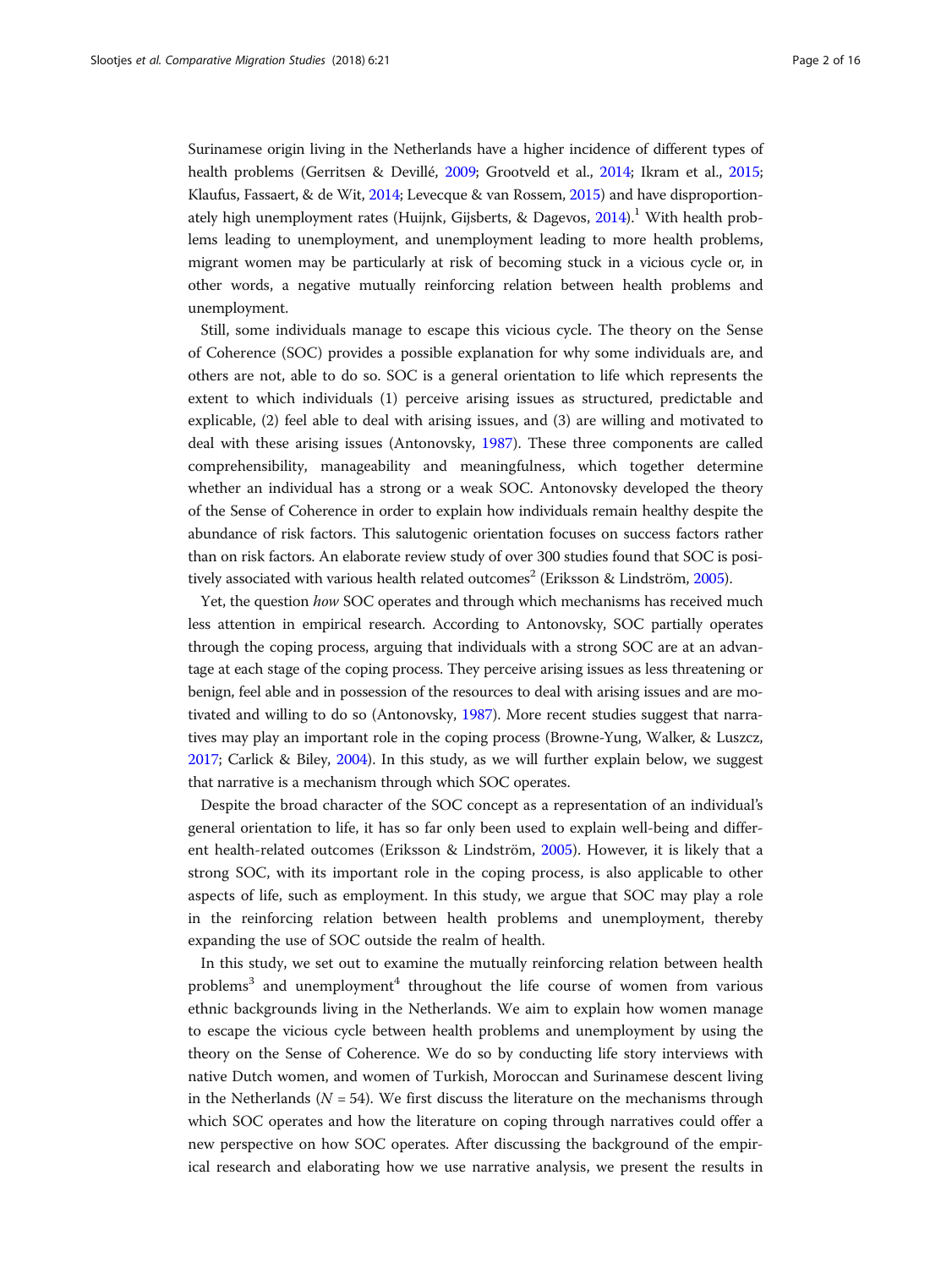Surinamese origin living in the Netherlands have a higher incidence of different types of health problems (Gerritsen & Devillé, 2009; Grootveld et al., 2014; Ikram et al., 2015; Klaufus, Fassaert, & de Wit, 2014; Levecque & van Rossem, 2015) and have disproportionately high unemployment rates (Huijnk, Gijsberts, & Dagevos, 2014).[1] With health problems leading to unemployment, and unemployment leading to more health problems, migrant women may be particularly at risk of becoming stuck in a vicious cycle or, in other words, a negative mutually reinforcing relation between health problems and unemployment.

Still, some individuals manage to escape this vicious cycle. The theory on the Sense of Coherence (SOC) provides a possible explanation for why some individuals are, and others are not, able to do so. SOC is a general orientation to life which represents the extent to which individuals (1) perceive arising issues as structured, predictable and explicable, (2) feel able to deal with arising issues, and (3) are willing and motivated to deal with these arising issues (Antonovsky, 1987). These three components are called comprehensibility, manageability and meaningfulness, which together determine whether an individual has a strong or a weak SOC. Antonovsky developed the theory of the Sense of Coherence in order to explain how individuals remain healthy despite the abundance of risk factors. This salutogenic orientation focuses on success factors rather than on risk factors. An elaborate review study of over 300 studies found that SOC is positively associated with various health related outcomes[2] (Eriksson & Lindström, 2005).

Yet, the question *how* SOC operates and through which mechanisms has received much less attention in empirical research. According to Antonovsky, SOC partially operates through the coping process, arguing that individuals with a strong SOC are at an advantage at each stage of the coping process. They perceive arising issues as less threatening or benign, feel able and in possession of the resources to deal with arising issues and are motivated and willing to do so (Antonovsky, 1987). More recent studies suggest that narratives may play an important role in the coping process (Browne-Yung, Walker, & Luszcz, 2017; Carlick & Biley, 2004). In this study, as we will further explain below, we suggest that narrative is a mechanism through which SOC operates.

Despite the broad character of the SOC concept as a representation of an individual's general orientation to life, it has so far only been used to explain well-being and different health-related outcomes (Eriksson & Lindström, 2005). However, it is likely that a strong SOC, with its important role in the coping process, is also applicable to other aspects of life, such as employment. In this study, we argue that SOC may play a role in the reinforcing relation between health problems and unemployment, thereby expanding the use of SOC outside the realm of health.

In this study, we set out to examine the mutually reinforcing relation between health problems[3] and unemployment[4] throughout the life course of women from various ethnic backgrounds living in the Netherlands. We aim to explain how women manage to escape the vicious cycle between health problems and unemployment by using the theory on the Sense of Coherence. We do so by conducting life story interviews with native Dutch women, and women of Turkish, Moroccan and Surinamese descent living in the Netherlands ($N$ = 54). We first discuss the literature on the mechanisms through which SOC operates and how the literature on coping through narratives could offer a new perspective on how SOC operates. After discussing the background of the empirical research and elaborating how we use narrative analysis, we present the results in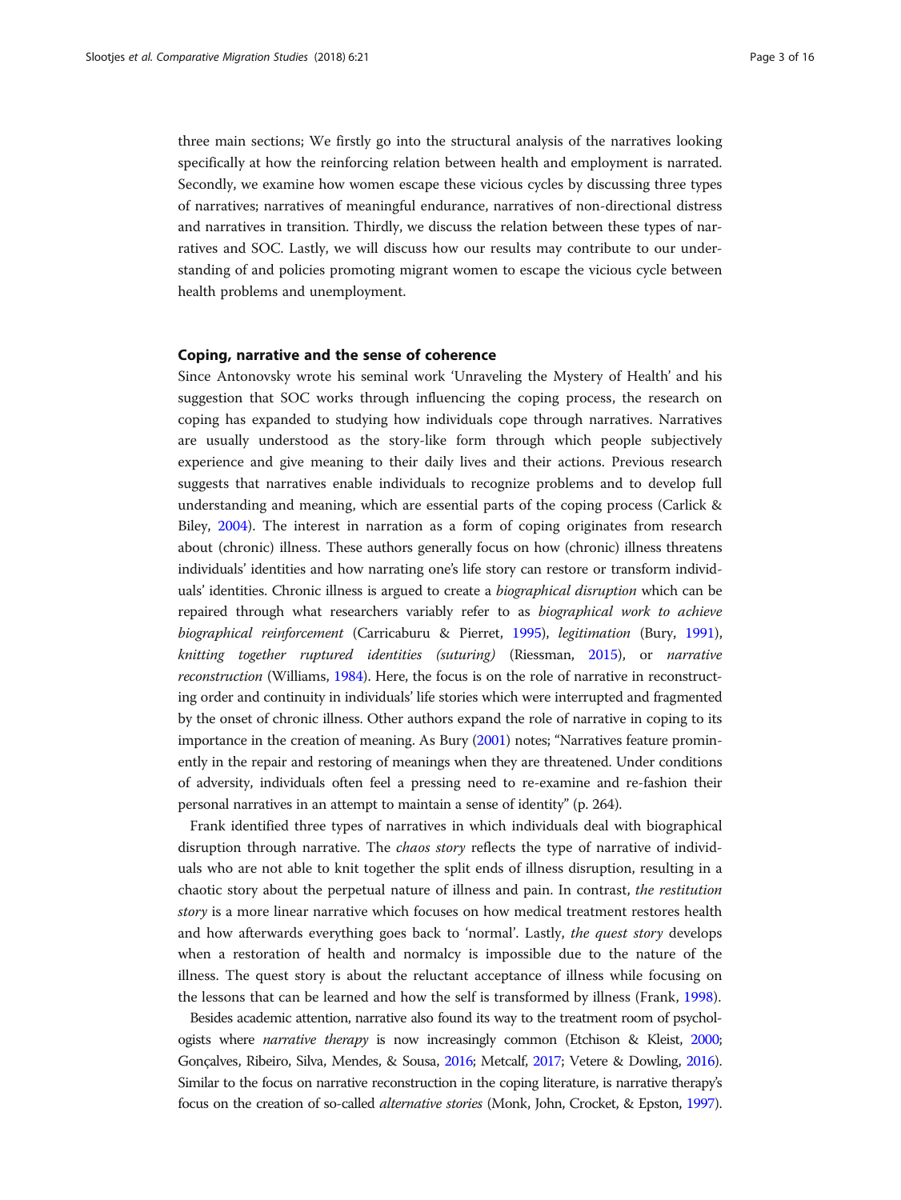three main sections; We firstly go into the structural analysis of the narratives looking specifically at how the reinforcing relation between health and employment is narrated. Secondly, we examine how women escape these vicious cycles by discussing three types of narratives; narratives of meaningful endurance, narratives of non-directional distress and narratives in transition. Thirdly, we discuss the relation between these types of narratives and SOC. Lastly, we will discuss how our results may contribute to our understanding of and policies promoting migrant women to escape the vicious cycle between health problems and unemployment.

## Coping, narrative and the sense of coherence

Since Antonovsky wrote his seminal work 'Unraveling the Mystery of Health' and his suggestion that SOC works through influencing the coping process, the research on coping has expanded to studying how individuals cope through narratives. Narratives are usually understood as the story-like form through which people subjectively experience and give meaning to their daily lives and their actions. Previous research suggests that narratives enable individuals to recognize problems and to develop full understanding and meaning, which are essential parts of the coping process (Carlick & Biley, 2004). The interest in narration as a form of coping originates from research about (chronic) illness. These authors generally focus on how (chronic) illness threatens individuals' identities and how narrating one's life story can restore or transform individuals' identities. Chronic illness is argued to create a *biographical disruption* which can be repaired through what researchers variably refer to as *biographical work to achieve biographical reinforcement* (Carricaburu & Pierret, 1995), *legitimation* (Bury, 1991), *knitting together ruptured identities (suturing)* (Riessman, 2015), or *narrative reconstruction* (Williams, 1984). Here, the focus is on the role of narrative in reconstructing order and continuity in individuals' life stories which were interrupted and fragmented by the onset of chronic illness. Other authors expand the role of narrative in coping to its importance in the creation of meaning. As Bury (2001) notes; "Narratives feature prominently in the repair and restoring of meanings when they are threatened. Under conditions of adversity, individuals often feel a pressing need to re-examine and re-fashion their personal narratives in an attempt to maintain a sense of identity" (p. 264).

Frank identified three types of narratives in which individuals deal with biographical disruption through narrative. The *chaos story* reflects the type of narrative of individuals who are not able to knit together the split ends of illness disruption, resulting in a chaotic story about the perpetual nature of illness and pain. In contrast, *the restitution story* is a more linear narrative which focuses on how medical treatment restores health and how afterwards everything goes back to 'normal'. Lastly, *the quest story* develops when a restoration of health and normalcy is impossible due to the nature of the illness. The quest story is about the reluctant acceptance of illness while focusing on the lessons that can be learned and how the self is transformed by illness (Frank, 1998).

Besides academic attention, narrative also found its way to the treatment room of psychologists where *narrative therapy* is now increasingly common (Etchison & Kleist, 2000; Gonçalves, Ribeiro, Silva, Mendes, & Sousa, 2016; Metcalf, 2017; Vetere & Dowling, 2016). Similar to the focus on narrative reconstruction in the coping literature, is narrative therapy's focus on the creation of so-called *alternative stories* (Monk, John, Crocket, & Epston, 1997).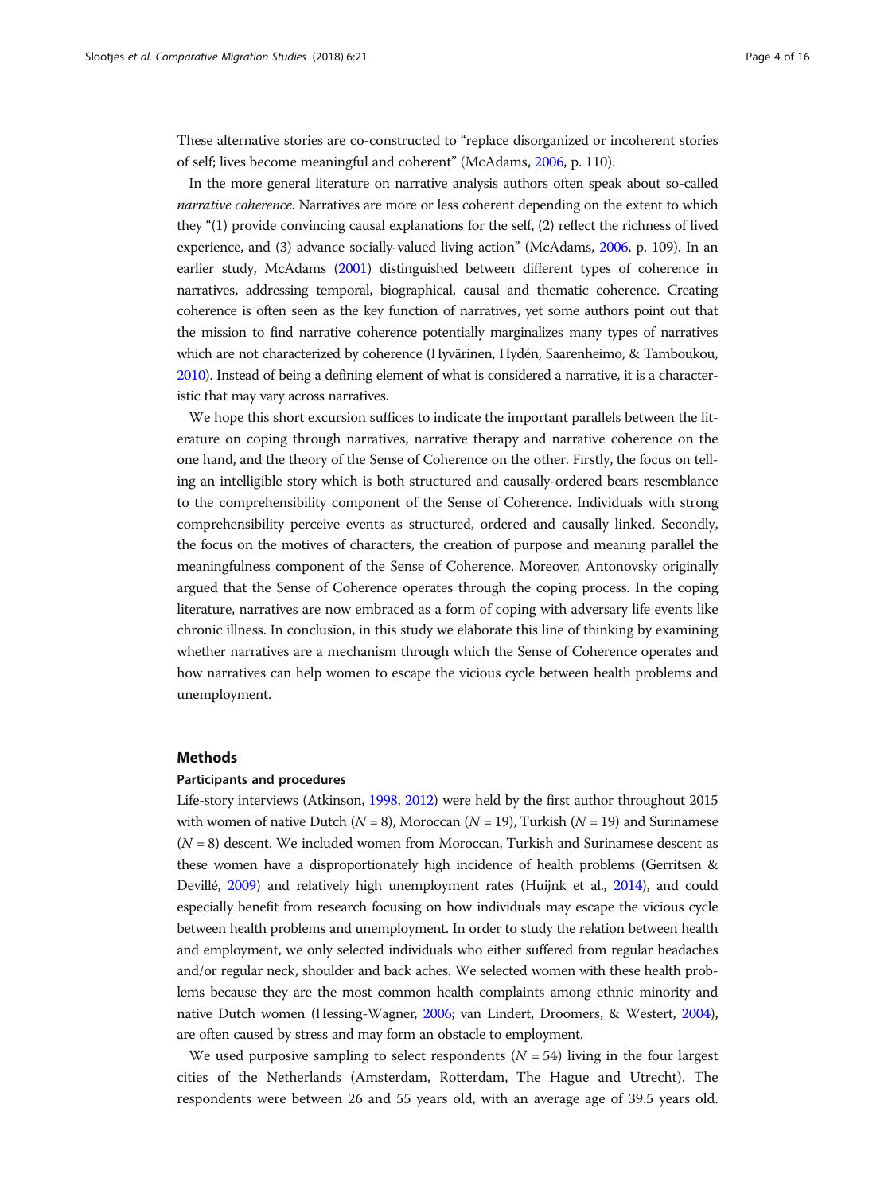These alternative stories are co-constructed to "replace disorganized or incoherent stories of self; lives become meaningful and coherent" (McAdams, 2006, p. 110).

In the more general literature on narrative analysis authors often speak about so-called *narrative coherence*. Narratives are more or less coherent depending on the extent to which they "(1) provide convincing causal explanations for the self, (2) reflect the richness of lived experience, and (3) advance socially-valued living action" (McAdams, 2006, p. 109). In an earlier study, McAdams (2001) distinguished between different types of coherence in narratives, addressing temporal, biographical, causal and thematic coherence. Creating coherence is often seen as the key function of narratives, yet some authors point out that the mission to find narrative coherence potentially marginalizes many types of narratives which are not characterized by coherence (Hyvärinen, Hydén, Saarenheimo, & Tamboukou, 2010). Instead of being a defining element of what is considered a narrative, it is a characteristic that may vary across narratives.

We hope this short excursion suffices to indicate the important parallels between the literature on coping through narratives, narrative therapy and narrative coherence on the one hand, and the theory of the Sense of Coherence on the other. Firstly, the focus on telling an intelligible story which is both structured and causally-ordered bears resemblance to the comprehensibility component of the Sense of Coherence. Individuals with strong comprehensibility perceive events as structured, ordered and causally linked. Secondly, the focus on the motives of characters, the creation of purpose and meaning parallel the meaningfulness component of the Sense of Coherence. Moreover, Antonovsky originally argued that the Sense of Coherence operates through the coping process. In the coping literature, narratives are now embraced as a form of coping with adversary life events like chronic illness. In conclusion, in this study we elaborate this line of thinking by examining whether narratives are a mechanism through which the Sense of Coherence operates and how narratives can help women to escape the vicious cycle between health problems and unemployment.

## Methods

### Participants and procedures

Life-story interviews (Atkinson, 1998, 2012) were held by the first author throughout 2015 with women of native Dutch ($N = 8$), Moroccan ($N = 19$), Turkish ($N = 19$) and Surinamese ($N = 8$) descent. We included women from Moroccan, Turkish and Surinamese descent as these women have a disproportionately high incidence of health problems (Gerritsen & Devillé, 2009) and relatively high unemployment rates (Huijnk et al., 2014), and could especially benefit from research focusing on how individuals may escape the vicious cycle between health problems and unemployment. In order to study the relation between health and employment, we only selected individuals who either suffered from regular headaches and/or regular neck, shoulder and back aches. We selected women with these health problems because they are the most common health complaints among ethnic minority and native Dutch women (Hessing-Wagner, 2006; van Lindert, Droomers, & Westert, 2004), are often caused by stress and may form an obstacle to employment.

We used purposive sampling to select respondents ($N = 54$) living in the four largest cities of the Netherlands (Amsterdam, Rotterdam, The Hague and Utrecht). The respondents were between 26 and 55 years old, with an average age of 39.5 years old.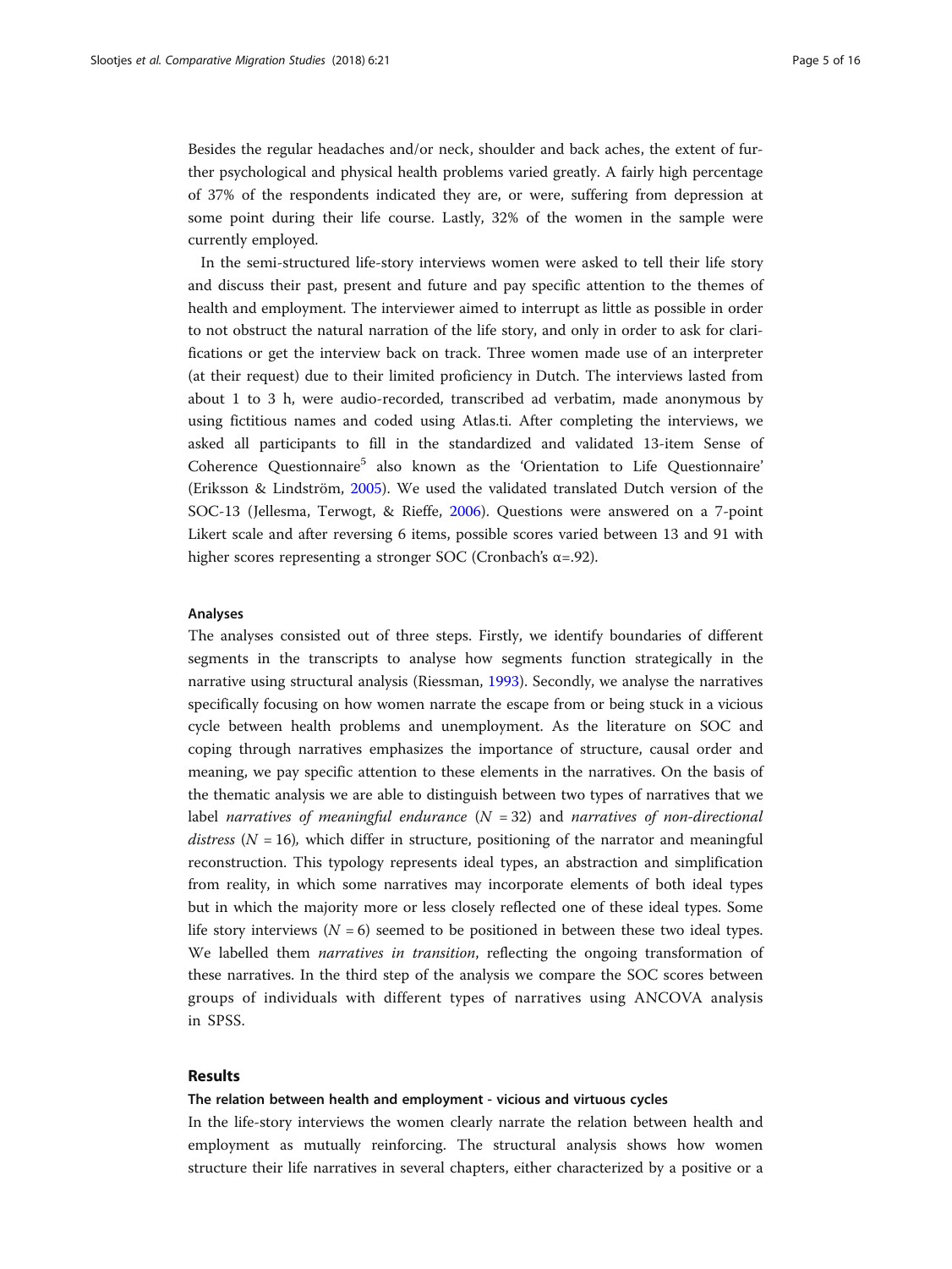Besides the regular headaches and/or neck, shoulder and back aches, the extent of further psychological and physical health problems varied greatly. A fairly high percentage of 37% of the respondents indicated they are, or were, suffering from depression at some point during their life course. Lastly, 32% of the women in the sample were currently employed.

In the semi-structured life-story interviews women were asked to tell their life story and discuss their past, present and future and pay specific attention to the themes of health and employment. The interviewer aimed to interrupt as little as possible in order to not obstruct the natural narration of the life story, and only in order to ask for clarifications or get the interview back on track. Three women made use of an interpreter (at their request) due to their limited proficiency in Dutch. The interviews lasted from about 1 to 3 h, were audio-recorded, transcribed ad verbatim, made anonymous by using fictitious names and coded using Atlas.ti. After completing the interviews, we asked all participants to fill in the standardized and validated 13-item Sense of Coherence Questionnaire[5] also known as the 'Orientation to Life Questionnaire' (Eriksson & Lindström, 2005). We used the validated translated Dutch version of the SOC-13 (Jellesma, Terwogt, & Rieffe, 2006). Questions were answered on a 7-point Likert scale and after reversing 6 items, possible scores varied between 13 and 91 with higher scores representing a stronger SOC (Cronbach's $\alpha$=.92).

### Analyses

The analyses consisted out of three steps. Firstly, we identify boundaries of different segments in the transcripts to analyse how segments function strategically in the narrative using structural analysis (Riessman, 1993). Secondly, we analyse the narratives specifically focusing on how women narrate the escape from or being stuck in a vicious cycle between health problems and unemployment. As the literature on SOC and coping through narratives emphasizes the importance of structure, causal order and meaning, we pay specific attention to these elements in the narratives. On the basis of the thematic analysis we are able to distinguish between two types of narratives that we label *narratives of meaningful endurance* ($N$ = 32) and *narratives of non-directional distress* ($N$ = 16), which differ in structure, positioning of the narrator and meaningful reconstruction. This typology represents ideal types, an abstraction and simplification from reality, in which some narratives may incorporate elements of both ideal types but in which the majority more or less closely reflected one of these ideal types. Some life story interviews ($N$ = 6) seemed to be positioned in between these two ideal types. We labelled them *narratives in transition*, reflecting the ongoing transformation of these narratives. In the third step of the analysis we compare the SOC scores between groups of individuals with different types of narratives using ANCOVA analysis in SPSS.

## Results

### The relation between health and employment - vicious and virtuous cycles

In the life-story interviews the women clearly narrate the relation between health and employment as mutually reinforcing. The structural analysis shows how women structure their life narratives in several chapters, either characterized by a positive or a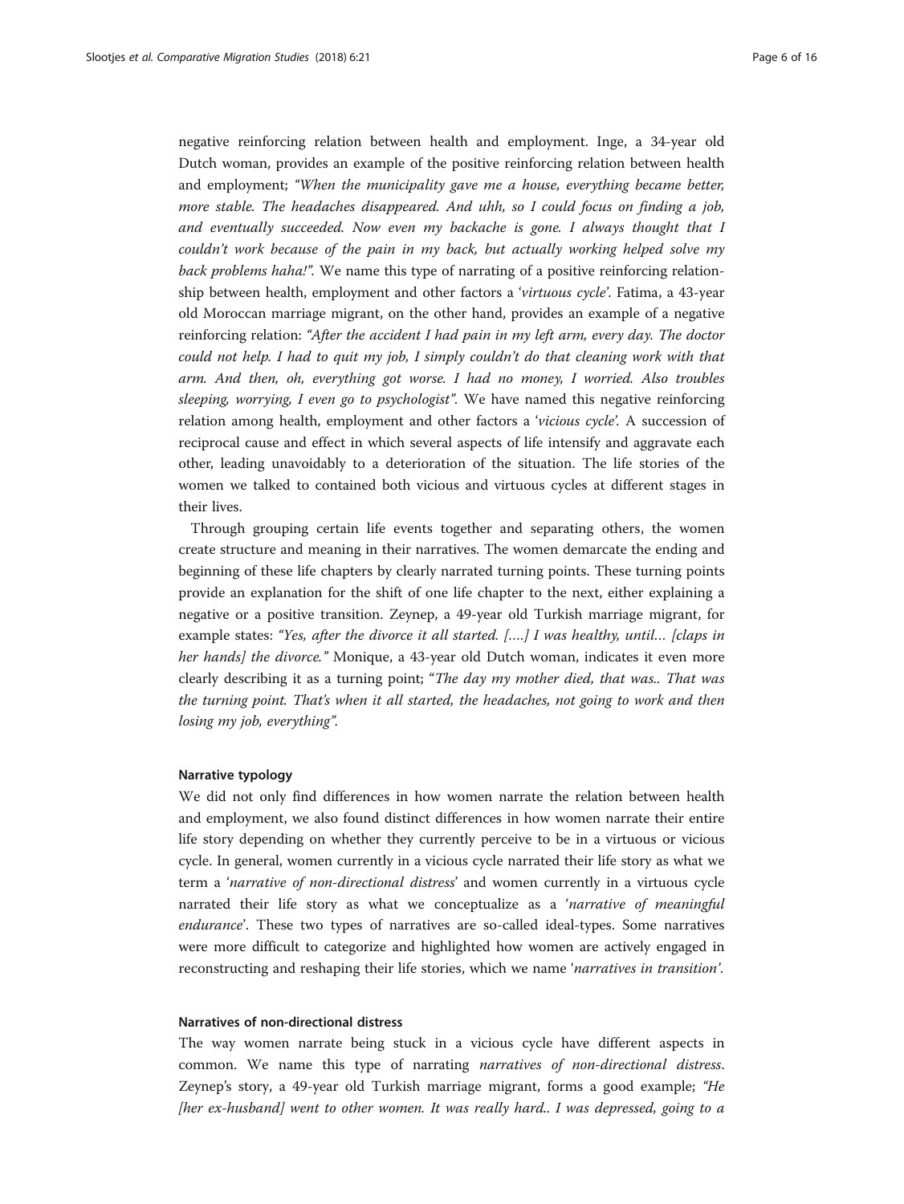negative reinforcing relation between health and employment. Inge, a 34-year old Dutch woman, provides an example of the positive reinforcing relation between health and employment; *"When the municipality gave me a house, everything became better, more stable. The headaches disappeared. And uhh, so I could focus on finding a job, and eventually succeeded. Now even my backache is gone. I always thought that I couldn't work because of the pain in my back, but actually working helped solve my back problems haha!"*. We name this type of narrating of a positive reinforcing relationship between health, employment and other factors a '*virtuous cycle*'. Fatima, a 43-year old Moroccan marriage migrant, on the other hand, provides an example of a negative reinforcing relation: *"After the accident I had pain in my left arm, every day. The doctor could not help. I had to quit my job, I simply couldn't do that cleaning work with that arm. And then, oh, everything got worse. I had no money, I worried. Also troubles sleeping, worrying, I even go to psychologist"*. We have named this negative reinforcing relation among health, employment and other factors a '*vicious cycle*'. A succession of reciprocal cause and effect in which several aspects of life intensify and aggravate each other, leading unavoidably to a deterioration of the situation. The life stories of the women we talked to contained both vicious and virtuous cycles at different stages in their lives.

Through grouping certain life events together and separating others, the women create structure and meaning in their narratives. The women demarcate the ending and beginning of these life chapters by clearly narrated turning points. These turning points provide an explanation for the shift of one life chapter to the next, either explaining a negative or a positive transition. Zeynep, a 49-year old Turkish marriage migrant, for example states: *"Yes, after the divorce it all started. [….] I was healthy, until… [claps in her hands] the divorce."* Monique, a 43-year old Dutch woman, indicates it even more clearly describing it as a turning point; "*The day my mother died, that was.. That was the turning point. That's when it all started, the headaches, not going to work and then losing my job, everything"*.

#### Narrative typology

We did not only find differences in how women narrate the relation between health and employment, we also found distinct differences in how women narrate their entire life story depending on whether they currently perceive to be in a virtuous or vicious cycle. In general, women currently in a vicious cycle narrated their life story as what we term a '*narrative of non-directional distress*' and women currently in a virtuous cycle narrated their life story as what we conceptualize as a '*narrative of meaningful endurance*'. These two types of narratives are so-called ideal-types. Some narratives were more difficult to categorize and highlighted how women are actively engaged in reconstructing and reshaping their life stories, which we name '*narratives in transition*'.

#### Narratives of non-directional distress

The way women narrate being stuck in a vicious cycle have different aspects in common. We name this type of narrating *narratives of non-directional distress*. Zeynep's story, a 49-year old Turkish marriage migrant, forms a good example; *"He [her ex-husband] went to other women. It was really hard.. I was depressed, going to a*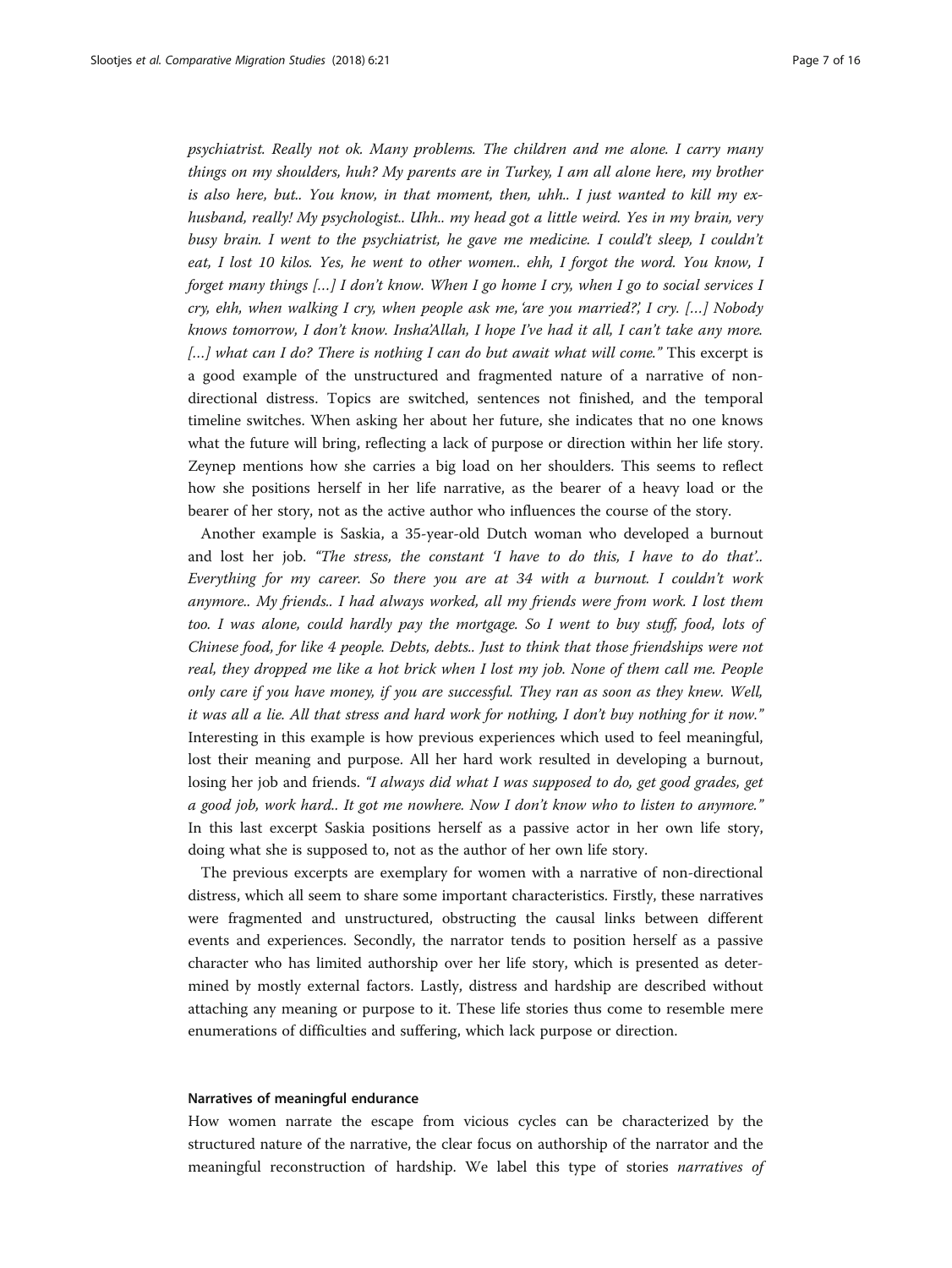*psychiatrist. Really not ok. Many problems. The children and me alone. I carry many things on my shoulders, huh? My parents are in Turkey, I am all alone here, my brother is also here, but.. You know, in that moment, then, uhh.. I just wanted to kill my ex-husband, really! My psychologist.. Uhh.. my head got a little weird. Yes in my brain, very busy brain. I went to the psychiatrist, he gave me medicine. I could't sleep, I couldn't eat, I lost 10 kilos. Yes, he went to other women.. ehh, I forgot the word. You know, I forget many things […] I don't know. When I go home I cry, when I go to social services I cry, ehh, when walking I cry, when people ask me,'are you married?', I cry. […] Nobody knows tomorrow, I don't know. Insha'Allah, I hope I've had it all, I can't take any more. […] what can I do? There is nothing I can do but await what will come."* This excerpt is a good example of the unstructured and fragmented nature of a narrative of non-directional distress. Topics are switched, sentences not finished, and the temporal timeline switches. When asking her about her future, she indicates that no one knows what the future will bring, reflecting a lack of purpose or direction within her life story. Zeynep mentions how she carries a big load on her shoulders. This seems to reflect how she positions herself in her life narrative, as the bearer of a heavy load or the bearer of her story, not as the active author who influences the course of the story.

Another example is Saskia, a 35-year-old Dutch woman who developed a burnout and lost her job. *"The stress, the constant 'I have to do this, I have to do that'.. Everything for my career. So there you are at 34 with a burnout. I couldn't work anymore.. My friends.. I had always worked, all my friends were from work. I lost them too. I was alone, could hardly pay the mortgage. So I went to buy stuff, food, lots of Chinese food, for like 4 people. Debts, debts.. Just to think that those friendships were not real, they dropped me like a hot brick when I lost my job. None of them call me. People only care if you have money, if you are successful. They ran as soon as they knew. Well, it was all a lie. All that stress and hard work for nothing, I don't buy nothing for it now."* Interesting in this example is how previous experiences which used to feel meaningful, lost their meaning and purpose. All her hard work resulted in developing a burnout, losing her job and friends. *"I always did what I was supposed to do, get good grades, get a good job, work hard.. It got me nowhere. Now I don't know who to listen to anymore."* In this last excerpt Saskia positions herself as a passive actor in her own life story, doing what she is supposed to, not as the author of her own life story.

The previous excerpts are exemplary for women with a narrative of non-directional distress, which all seem to share some important characteristics. Firstly, these narratives were fragmented and unstructured, obstructing the causal links between different events and experiences. Secondly, the narrator tends to position herself as a passive character who has limited authorship over her life story, which is presented as determined by mostly external factors. Lastly, distress and hardship are described without attaching any meaning or purpose to it. These life stories thus come to resemble mere enumerations of difficulties and suffering, which lack purpose or direction.

#### Narratives of meaningful endurance

How women narrate the escape from vicious cycles can be characterized by the structured nature of the narrative, the clear focus on authorship of the narrator and the meaningful reconstruction of hardship. We label this type of stories *narratives of*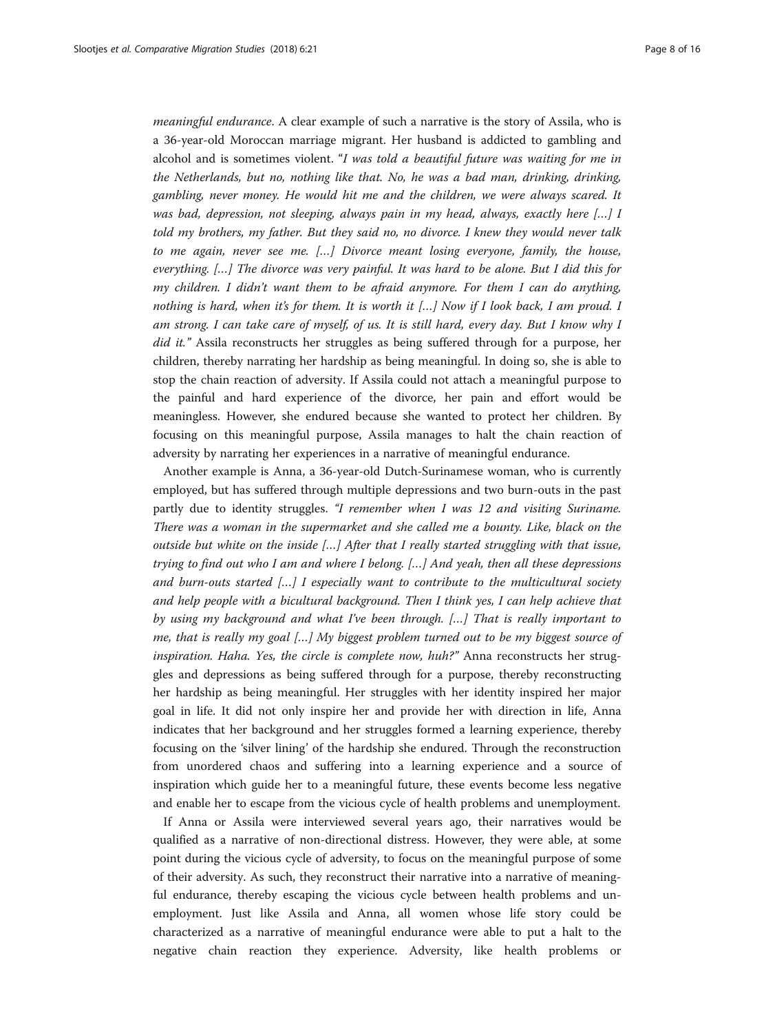*meaningful endurance*. A clear example of such a narrative is the story of Assila, who is a 36-year-old Moroccan marriage migrant. Her husband is addicted to gambling and alcohol and is sometimes violent. "*I was told a beautiful future was waiting for me in the Netherlands, but no, nothing like that. No, he was a bad man, drinking, drinking, gambling, never money. He would hit me and the children, we were always scared. It was bad, depression, not sleeping, always pain in my head, always, exactly here […] I told my brothers, my father. But they said no, no divorce. I knew they would never talk to me again, never see me. […] Divorce meant losing everyone, family, the house, everything. […] The divorce was very painful. It was hard to be alone. But I did this for my children. I didn't want them to be afraid anymore. For them I can do anything, nothing is hard, when it's for them. It is worth it […] Now if I look back, I am proud. I am strong. I can take care of myself, of us. It is still hard, every day. But I know why I did it.*" Assila reconstructs her struggles as being suffered through for a purpose, her children, thereby narrating her hardship as being meaningful. In doing so, she is able to stop the chain reaction of adversity. If Assila could not attach a meaningful purpose to the painful and hard experience of the divorce, her pain and effort would be meaningless. However, she endured because she wanted to protect her children. By focusing on this meaningful purpose, Assila manages to halt the chain reaction of adversity by narrating her experiences in a narrative of meaningful endurance.

Another example is Anna, a 36-year-old Dutch-Surinamese woman, who is currently employed, but has suffered through multiple depressions and two burn-outs in the past partly due to identity struggles. *"I remember when I was 12 and visiting Suriname. There was a woman in the supermarket and she called me a bounty. Like, black on the outside but white on the inside […] After that I really started struggling with that issue, trying to find out who I am and where I belong. […] And yeah, then all these depressions and burn-outs started […] I especially want to contribute to the multicultural society and help people with a bicultural background. Then I think yes, I can help achieve that by using my background and what I've been through. […] That is really important to me, that is really my goal […] My biggest problem turned out to be my biggest source of inspiration. Haha. Yes, the circle is complete now, huh?"* Anna reconstructs her struggles and depressions as being suffered through for a purpose, thereby reconstructing her hardship as being meaningful. Her struggles with her identity inspired her major goal in life. It did not only inspire her and provide her with direction in life, Anna indicates that her background and her struggles formed a learning experience, thereby focusing on the 'silver lining' of the hardship she endured. Through the reconstruction from unordered chaos and suffering into a learning experience and a source of inspiration which guide her to a meaningful future, these events become less negative and enable her to escape from the vicious cycle of health problems and unemployment.

If Anna or Assila were interviewed several years ago, their narratives would be qualified as a narrative of non-directional distress. However, they were able, at some point during the vicious cycle of adversity, to focus on the meaningful purpose of some of their adversity. As such, they reconstruct their narrative into a narrative of meaningful endurance, thereby escaping the vicious cycle between health problems and unemployment. Just like Assila and Anna, all women whose life story could be characterized as a narrative of meaningful endurance were able to put a halt to the negative chain reaction they experience. Adversity, like health problems or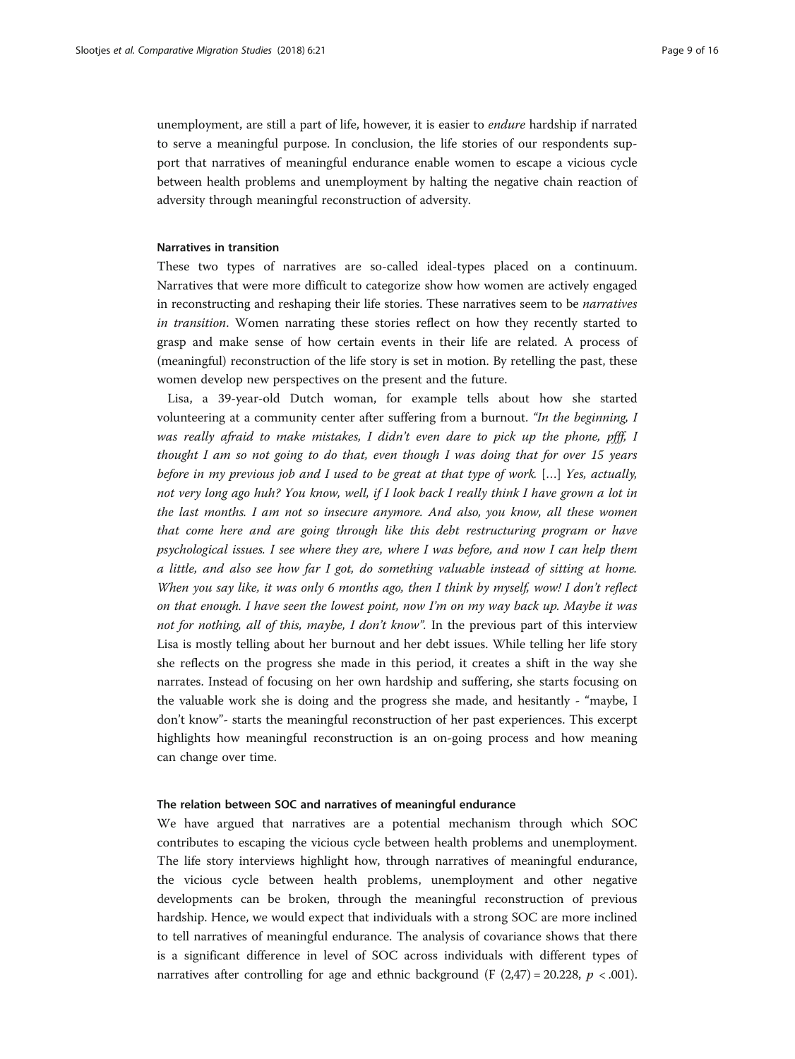unemployment, are still a part of life, however, it is easier to *endure* hardship if narrated to serve a meaningful purpose. In conclusion, the life stories of our respondents support that narratives of meaningful endurance enable women to escape a vicious cycle between health problems and unemployment by halting the negative chain reaction of adversity through meaningful reconstruction of adversity.

#### Narratives in transition

These two types of narratives are so-called ideal-types placed on a continuum. Narratives that were more difficult to categorize show how women are actively engaged in reconstructing and reshaping their life stories. These narratives seem to be *narratives in transition*. Women narrating these stories reflect on how they recently started to grasp and make sense of how certain events in their life are related. A process of (meaningful) reconstruction of the life story is set in motion. By retelling the past, these women develop new perspectives on the present and the future.

Lisa, a 39-year-old Dutch woman, for example tells about how she started volunteering at a community center after suffering from a burnout. *"In the beginning, I was really afraid to make mistakes, I didn't even dare to pick up the phone, pfff, I thought I am so not going to do that, even though I was doing that for over 15 years before in my previous job and I used to be great at that type of work.* […] *Yes, actually, not very long ago huh? You know, well, if I look back I really think I have grown a lot in the last months. I am not so insecure anymore. And also, you know, all these women that come here and are going through like this debt restructuring program or have psychological issues. I see where they are, where I was before, and now I can help them a little, and also see how far I got, do something valuable instead of sitting at home. When you say like, it was only 6 months ago, then I think by myself, wow! I don't reflect on that enough. I have seen the lowest point, now I'm on my way back up. Maybe it was not for nothing, all of this, maybe, I don't know"*. In the previous part of this interview Lisa is mostly telling about her burnout and her debt issues. While telling her life story she reflects on the progress she made in this period, it creates a shift in the way she narrates. Instead of focusing on her own hardship and suffering, she starts focusing on the valuable work she is doing and the progress she made, and hesitantly - "maybe, I don't know"- starts the meaningful reconstruction of her past experiences. This excerpt highlights how meaningful reconstruction is an on-going process and how meaning can change over time.

#### The relation between SOC and narratives of meaningful endurance

We have argued that narratives are a potential mechanism through which SOC contributes to escaping the vicious cycle between health problems and unemployment. The life story interviews highlight how, through narratives of meaningful endurance, the vicious cycle between health problems, unemployment and other negative developments can be broken, through the meaningful reconstruction of previous hardship. Hence, we would expect that individuals with a strong SOC are more inclined to tell narratives of meaningful endurance. The analysis of covariance shows that there is a significant difference in level of SOC across individuals with different types of narratives after controlling for age and ethnic background ($F\ (2,47) = 20.228$, $p < .001$).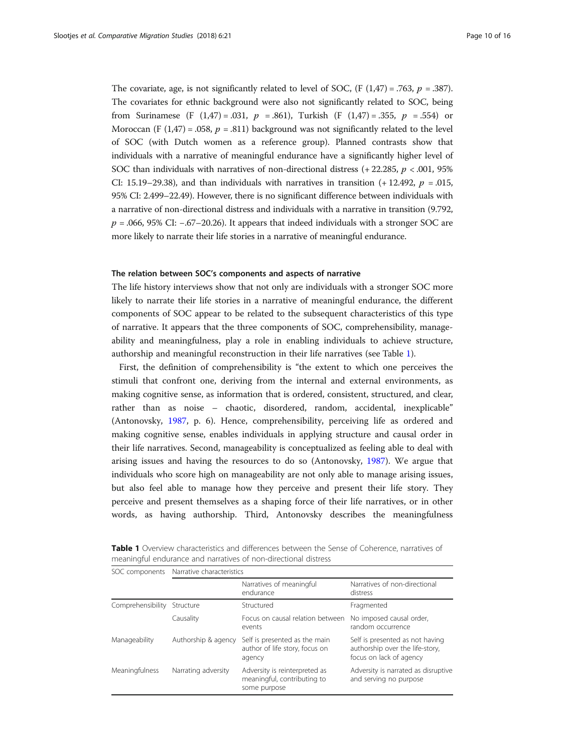The covariate, age, is not significantly related to level of SOC, ($F$ (1,47) = .763, $p$ = .387). The covariates for ethnic background were also not significantly related to SOC, being from Surinamese ($F$ (1,47) = .031, $p$ = .861), Turkish ($F$ (1,47) = .355, $p$ = .554) or Moroccan ($F$ (1,47) = .058, $p$ = .811) background was not significantly related to the level of SOC (with Dutch women as a reference group). Planned contrasts show that individuals with a narrative of meaningful endurance have a significantly higher level of SOC than individuals with narratives of non-directional distress (+ 22.285, $p$ < .001, 95% CI: 15.19–29.38), and than individuals with narratives in transition (+ 12.492, $p$ = .015, 95% CI: 2.499–22.49). However, there is no significant difference between individuals with a narrative of non-directional distress and individuals with a narrative in transition (9.792, $p$ = .066, 95% CI: −.67–20.26). It appears that indeed individuals with a stronger SOC are more likely to narrate their life stories in a narrative of meaningful endurance.

### The relation between SOC's components and aspects of narrative

The life history interviews show that not only are individuals with a stronger SOC more likely to narrate their life stories in a narrative of meaningful endurance, the different components of SOC appear to be related to the subsequent characteristics of this type of narrative. It appears that the three components of SOC, comprehensibility, manageability and meaningfulness, play a role in enabling individuals to achieve structure, authorship and meaningful reconstruction in their life narratives (see Table 1).

First, the definition of comprehensibility is "the extent to which one perceives the stimuli that confront one, deriving from the internal and external environments, as making cognitive sense, as information that is ordered, consistent, structured, and clear, rather than as noise – chaotic, disordered, random, accidental, inexplicable" (Antonovsky, 1987, p. 6). Hence, comprehensibility, perceiving life as ordered and making cognitive sense, enables individuals in applying structure and causal order in their life narratives. Second, manageability is conceptualized as feeling able to deal with arising issues and having the resources to do so (Antonovsky, 1987). We argue that individuals who score high on manageability are not only able to manage arising issues, but also feel able to manage how they perceive and present their life story. They perceive and present themselves as a shaping force of their life narratives, or in other words, as having authorship. Third, Antonovsky describes the meaningfulness

**Table 1** Overview characteristics and differences between the Sense of Coherence, narratives of meaningful endurance and narratives of non-directional distress

| SOC components | Narrative characteristics | | |
|---|---|---|---|
| | | Narratives of meaningful endurance | Narratives of non-directional distress |
| Comprehensibility | Structure | Structured | Fragmented |
| | Causality | Focus on causal relation between events | No imposed causal order, random occurrence |
| Manageability | Authorship & agency | Self is presented as the main author of life story, focus on agency | Self is presented as not having authorship over the life-story, focus on lack of agency |
| Meaningfulness | Narrating adversity | Adversity is reinterpreted as meaningful, contributing to some purpose | Adversity is narrated as disruptive and serving no purpose |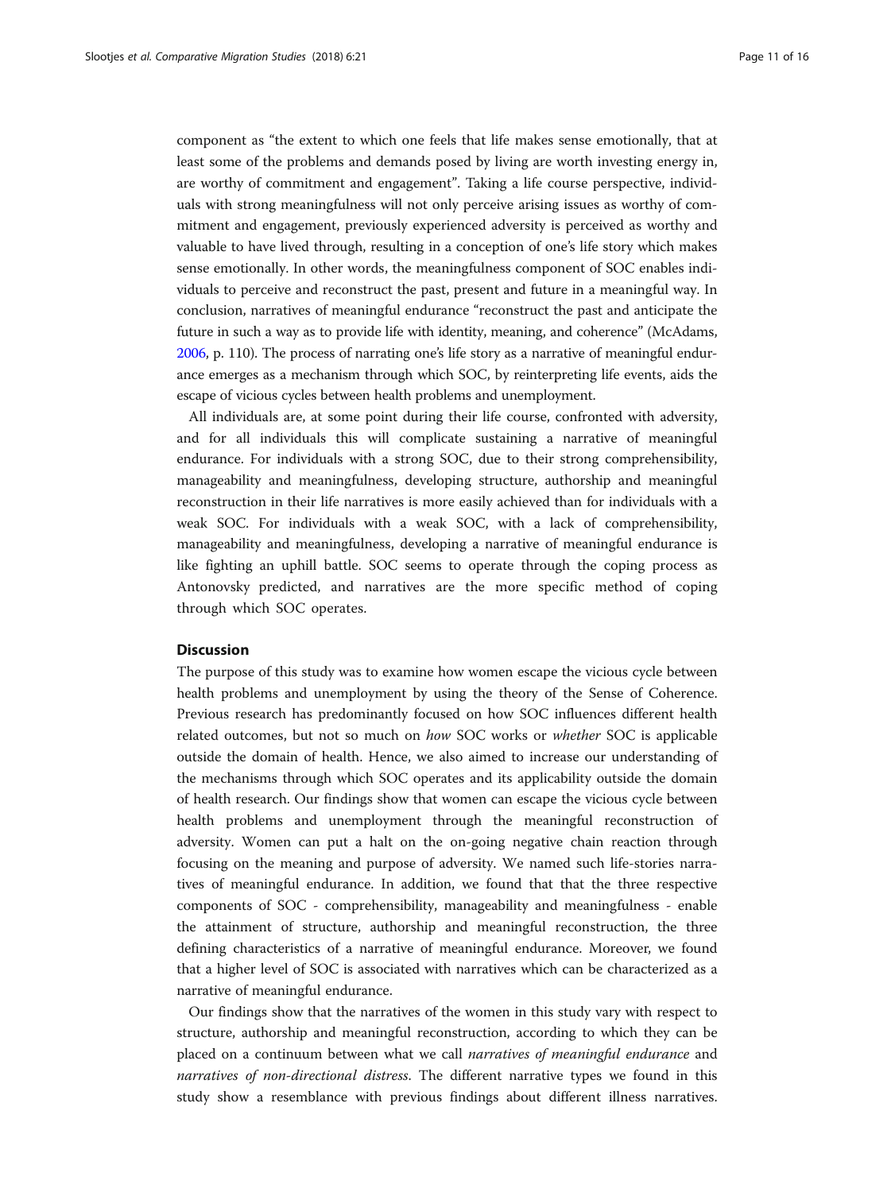component as "the extent to which one feels that life makes sense emotionally, that at least some of the problems and demands posed by living are worth investing energy in, are worthy of commitment and engagement". Taking a life course perspective, individuals with strong meaningfulness will not only perceive arising issues as worthy of commitment and engagement, previously experienced adversity is perceived as worthy and valuable to have lived through, resulting in a conception of one's life story which makes sense emotionally. In other words, the meaningfulness component of SOC enables individuals to perceive and reconstruct the past, present and future in a meaningful way. In conclusion, narratives of meaningful endurance "reconstruct the past and anticipate the future in such a way as to provide life with identity, meaning, and coherence" (McAdams, 2006, p. 110). The process of narrating one's life story as a narrative of meaningful endurance emerges as a mechanism through which SOC, by reinterpreting life events, aids the escape of vicious cycles between health problems and unemployment.

All individuals are, at some point during their life course, confronted with adversity, and for all individuals this will complicate sustaining a narrative of meaningful endurance. For individuals with a strong SOC, due to their strong comprehensibility, manageability and meaningfulness, developing structure, authorship and meaningful reconstruction in their life narratives is more easily achieved than for individuals with a weak SOC. For individuals with a weak SOC, with a lack of comprehensibility, manageability and meaningfulness, developing a narrative of meaningful endurance is like fighting an uphill battle. SOC seems to operate through the coping process as Antonovsky predicted, and narratives are the more specific method of coping through which SOC operates.

## Discussion

The purpose of this study was to examine how women escape the vicious cycle between health problems and unemployment by using the theory of the Sense of Coherence. Previous research has predominantly focused on how SOC influences different health related outcomes, but not so much on *how* SOC works or *whether* SOC is applicable outside the domain of health. Hence, we also aimed to increase our understanding of the mechanisms through which SOC operates and its applicability outside the domain of health research. Our findings show that women can escape the vicious cycle between health problems and unemployment through the meaningful reconstruction of adversity. Women can put a halt on the on-going negative chain reaction through focusing on the meaning and purpose of adversity. We named such life-stories narratives of meaningful endurance. In addition, we found that that the three respective components of SOC - comprehensibility, manageability and meaningfulness - enable the attainment of structure, authorship and meaningful reconstruction, the three defining characteristics of a narrative of meaningful endurance. Moreover, we found that a higher level of SOC is associated with narratives which can be characterized as a narrative of meaningful endurance.

Our findings show that the narratives of the women in this study vary with respect to structure, authorship and meaningful reconstruction, according to which they can be placed on a continuum between what we call *narratives of meaningful endurance* and *narratives of non-directional distress*. The different narrative types we found in this study show a resemblance with previous findings about different illness narratives.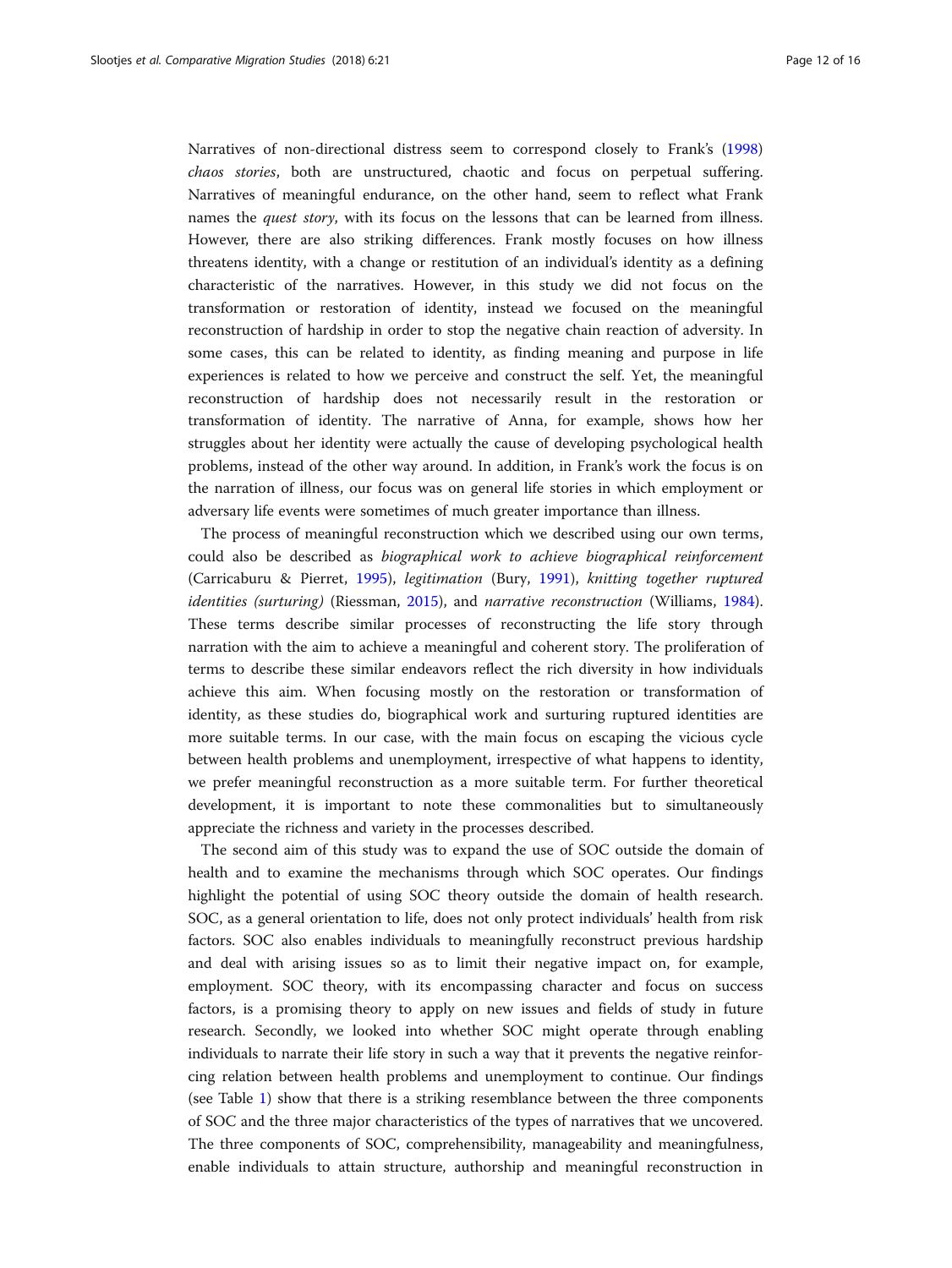Narratives of non-directional distress seem to correspond closely to Frank's (1998) *chaos stories*, both are unstructured, chaotic and focus on perpetual suffering. Narratives of meaningful endurance, on the other hand, seem to reflect what Frank names the *quest story*, with its focus on the lessons that can be learned from illness. However, there are also striking differences. Frank mostly focuses on how illness threatens identity, with a change or restitution of an individual's identity as a defining characteristic of the narratives. However, in this study we did not focus on the transformation or restoration of identity, instead we focused on the meaningful reconstruction of hardship in order to stop the negative chain reaction of adversity. In some cases, this can be related to identity, as finding meaning and purpose in life experiences is related to how we perceive and construct the self. Yet, the meaningful reconstruction of hardship does not necessarily result in the restoration or transformation of identity. The narrative of Anna, for example, shows how her struggles about her identity were actually the cause of developing psychological health problems, instead of the other way around. In addition, in Frank's work the focus is on the narration of illness, our focus was on general life stories in which employment or adversary life events were sometimes of much greater importance than illness.

The process of meaningful reconstruction which we described using our own terms, could also be described as *biographical work to achieve biographical reinforcement* (Carricaburu & Pierret, 1995), *legitimation* (Bury, 1991), *knitting together ruptured identities (surturing)* (Riessman, 2015), and *narrative reconstruction* (Williams, 1984). These terms describe similar processes of reconstructing the life story through narration with the aim to achieve a meaningful and coherent story. The proliferation of terms to describe these similar endeavors reflect the rich diversity in how individuals achieve this aim. When focusing mostly on the restoration or transformation of identity, as these studies do, biographical work and surturing ruptured identities are more suitable terms. In our case, with the main focus on escaping the vicious cycle between health problems and unemployment, irrespective of what happens to identity, we prefer meaningful reconstruction as a more suitable term. For further theoretical development, it is important to note these commonalities but to simultaneously appreciate the richness and variety in the processes described.

The second aim of this study was to expand the use of SOC outside the domain of health and to examine the mechanisms through which SOC operates. Our findings highlight the potential of using SOC theory outside the domain of health research. SOC, as a general orientation to life, does not only protect individuals' health from risk factors. SOC also enables individuals to meaningfully reconstruct previous hardship and deal with arising issues so as to limit their negative impact on, for example, employment. SOC theory, with its encompassing character and focus on success factors, is a promising theory to apply on new issues and fields of study in future research. Secondly, we looked into whether SOC might operate through enabling individuals to narrate their life story in such a way that it prevents the negative reinforcing relation between health problems and unemployment to continue. Our findings (see Table 1) show that there is a striking resemblance between the three components of SOC and the three major characteristics of the types of narratives that we uncovered. The three components of SOC, comprehensibility, manageability and meaningfulness, enable individuals to attain structure, authorship and meaningful reconstruction in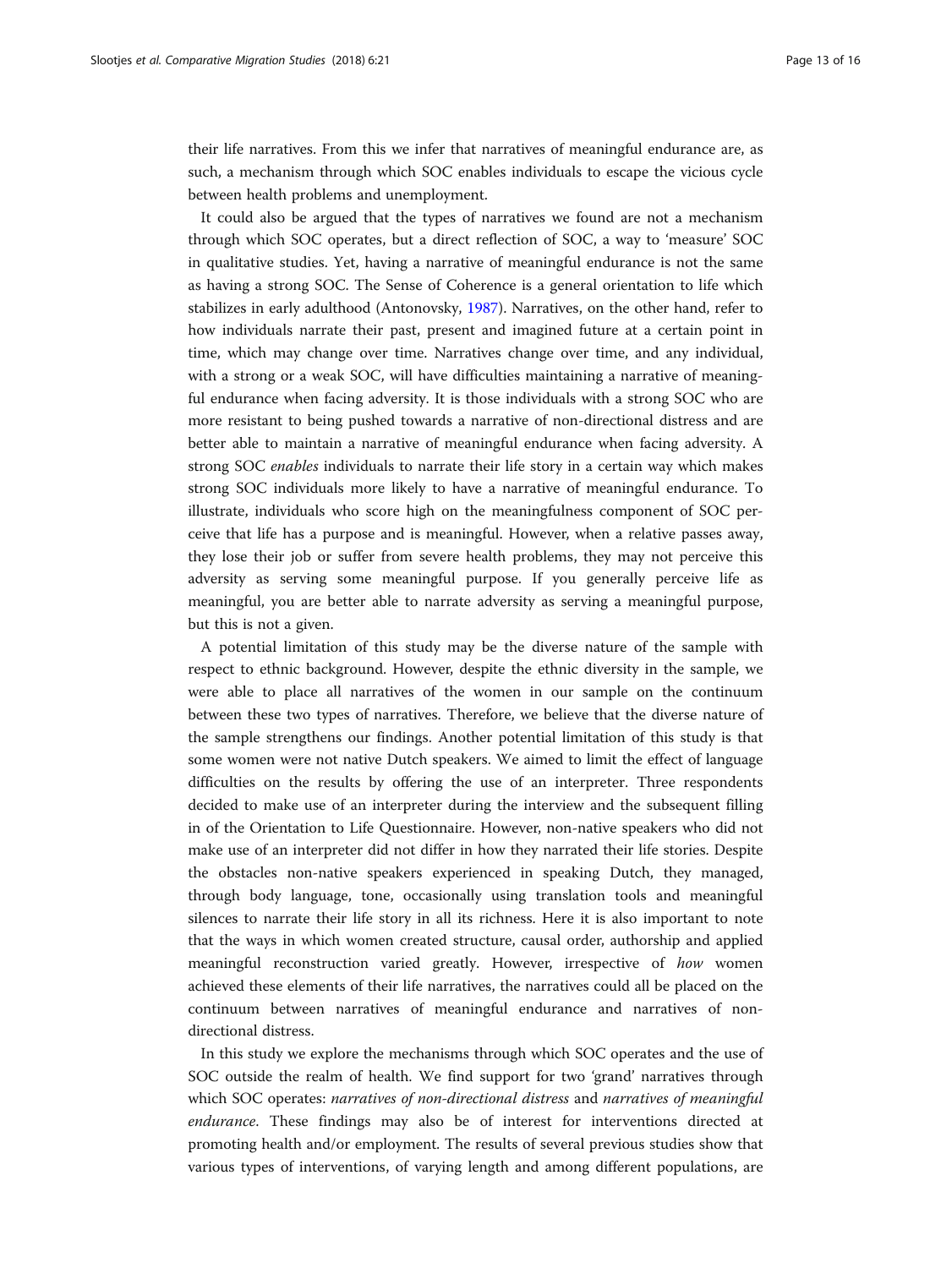their life narratives. From this we infer that narratives of meaningful endurance are, as such, a mechanism through which SOC enables individuals to escape the vicious cycle between health problems and unemployment.

It could also be argued that the types of narratives we found are not a mechanism through which SOC operates, but a direct reflection of SOC, a way to 'measure' SOC in qualitative studies. Yet, having a narrative of meaningful endurance is not the same as having a strong SOC. The Sense of Coherence is a general orientation to life which stabilizes in early adulthood (Antonovsky, 1987). Narratives, on the other hand, refer to how individuals narrate their past, present and imagined future at a certain point in time, which may change over time. Narratives change over time, and any individual, with a strong or a weak SOC, will have difficulties maintaining a narrative of meaningful endurance when facing adversity. It is those individuals with a strong SOC who are more resistant to being pushed towards a narrative of non-directional distress and are better able to maintain a narrative of meaningful endurance when facing adversity. A strong SOC *enables* individuals to narrate their life story in a certain way which makes strong SOC individuals more likely to have a narrative of meaningful endurance. To illustrate, individuals who score high on the meaningfulness component of SOC perceive that life has a purpose and is meaningful. However, when a relative passes away, they lose their job or suffer from severe health problems, they may not perceive this adversity as serving some meaningful purpose. If you generally perceive life as meaningful, you are better able to narrate adversity as serving a meaningful purpose, but this is not a given.

A potential limitation of this study may be the diverse nature of the sample with respect to ethnic background. However, despite the ethnic diversity in the sample, we were able to place all narratives of the women in our sample on the continuum between these two types of narratives. Therefore, we believe that the diverse nature of the sample strengthens our findings. Another potential limitation of this study is that some women were not native Dutch speakers. We aimed to limit the effect of language difficulties on the results by offering the use of an interpreter. Three respondents decided to make use of an interpreter during the interview and the subsequent filling in of the Orientation to Life Questionnaire. However, non-native speakers who did not make use of an interpreter did not differ in how they narrated their life stories. Despite the obstacles non-native speakers experienced in speaking Dutch, they managed, through body language, tone, occasionally using translation tools and meaningful silences to narrate their life story in all its richness. Here it is also important to note that the ways in which women created structure, causal order, authorship and applied meaningful reconstruction varied greatly. However, irrespective of *how* women achieved these elements of their life narratives, the narratives could all be placed on the continuum between narratives of meaningful endurance and narratives of non-directional distress.

In this study we explore the mechanisms through which SOC operates and the use of SOC outside the realm of health. We find support for two 'grand' narratives through which SOC operates: *narratives of non-directional distress* and *narratives of meaningful endurance*. These findings may also be of interest for interventions directed at promoting health and/or employment. The results of several previous studies show that various types of interventions, of varying length and among different populations, are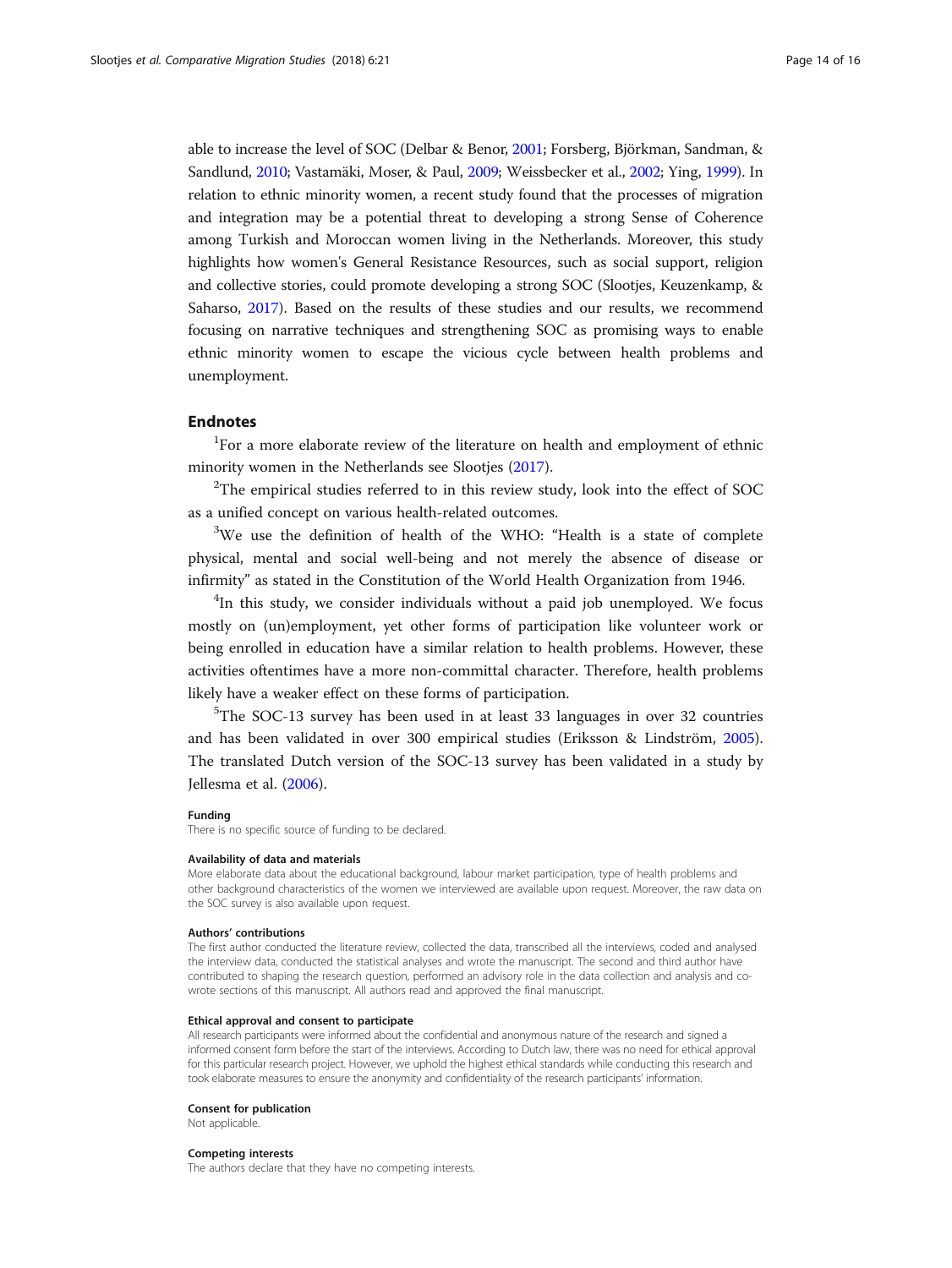able to increase the level of SOC (Delbar & Benor, 2001; Forsberg, Björkman, Sandman, & Sandlund, 2010; Vastamäki, Moser, & Paul, 2009; Weissbecker et al., 2002; Ying, 1999). In relation to ethnic minority women, a recent study found that the processes of migration and integration may be a potential threat to developing a strong Sense of Coherence among Turkish and Moroccan women living in the Netherlands. Moreover, this study highlights how women's General Resistance Resources, such as social support, religion and collective stories, could promote developing a strong SOC (Slootjes, Keuzenkamp, & Saharso, 2017). Based on the results of these studies and our results, we recommend focusing on narrative techniques and strengthening SOC as promising ways to enable ethnic minority women to escape the vicious cycle between health problems and unemployment.

## Endnotes

[1]For a more elaborate review of the literature on health and employment of ethnic minority women in the Netherlands see Slootjes (2017).

[2]The empirical studies referred to in this review study, look into the effect of SOC as a unified concept on various health-related outcomes.

[3]We use the definition of health of the WHO: "Health is a state of complete physical, mental and social well-being and not merely the absence of disease or infirmity" as stated in the Constitution of the World Health Organization from 1946.

[4]In this study, we consider individuals without a paid job unemployed. We focus mostly on (un)employment, yet other forms of participation like volunteer work or being enrolled in education have a similar relation to health problems. However, these activities oftentimes have a more non-committal character. Therefore, health problems likely have a weaker effect on these forms of participation.

[5]The SOC-13 survey has been used in at least 33 languages in over 32 countries and has been validated in over 300 empirical studies (Eriksson & Lindström, 2005). The translated Dutch version of the SOC-13 survey has been validated in a study by Jellesma et al. (2006).

### Funding

There is no specific source of funding to be declared.

### Availability of data and materials

More elaborate data about the educational background, labour market participation, type of health problems and other background characteristics of the women we interviewed are available upon request. Moreover, the raw data on the SOC survey is also available upon request.

### Authors' contributions

The first author conducted the literature review, collected the data, transcribed all the interviews, coded and analysed the interview data, conducted the statistical analyses and wrote the manuscript. The second and third author have contributed to shaping the research question, performed an advisory role in the data collection and analysis and co-wrote sections of this manuscript. All authors read and approved the final manuscript.

### Ethical approval and consent to participate

All research participants were informed about the confidential and anonymous nature of the research and signed a informed consent form before the start of the interviews. According to Dutch law, there was no need for ethical approval for this particular research project. However, we uphold the highest ethical standards while conducting this research and took elaborate measures to ensure the anonymity and confidentiality of the research participants' information.

### Consent for publication

Not applicable.

### Competing interests

The authors declare that they have no competing interests.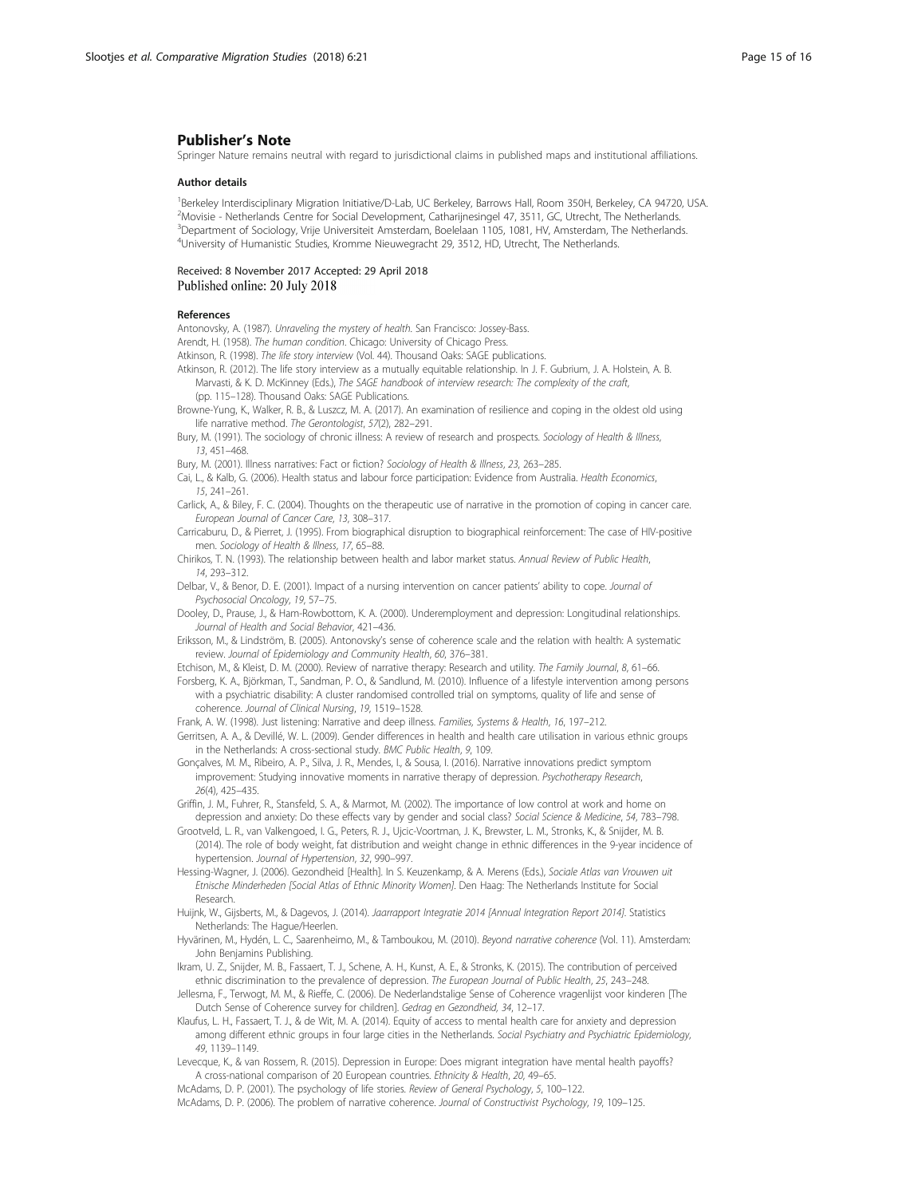## Publisher's Note

Springer Nature remains neutral with regard to jurisdictional claims in published maps and institutional affiliations.

### Author details

[1]Berkeley Interdisciplinary Migration Initiative/D-Lab, UC Berkeley, Barrows Hall, Room 350H, Berkeley, CA 94720, USA. [2]Movisie - Netherlands Centre for Social Development, Catharijnesingel 47, 3511, GC, Utrecht, The Netherlands. [3]Department of Sociology, Vrije Universiteit Amsterdam, Boelelaan 1105, 1081, HV, Amsterdam, The Netherlands. [4]University of Humanistic Studies, Kromme Nieuwegracht 29, 3512, HD, Utrecht, The Netherlands.

Received: 8 November 2017 Accepted: 29 April 2018
Published online: 20 July 2018

### References

Antonovsky, A. (1987). *Unraveling the mystery of health*. San Francisco: Jossey-Bass.

Arendt, H. (1958). *The human condition*. Chicago: University of Chicago Press.

Atkinson, R. (1998). *The life story interview* (Vol. 44). Thousand Oaks: SAGE publications.

Atkinson, R. (2012). The life story interview as a mutually equitable relationship. In J. F. Gubrium, J. A. Holstein, A. B. Marvasti, & K. D. McKinney (Eds.), *The SAGE handbook of interview research: The complexity of the craft*, (pp. 115–128). Thousand Oaks: SAGE Publications.

Browne-Yung, K., Walker, R. B., & Luszcz, M. A. (2017). An examination of resilience and coping in the oldest old using life narrative method. *The Gerontologist*, *57*(2), 282–291.

Bury, M. (1991). The sociology of chronic illness: A review of research and prospects. *Sociology of Health & Illness*, *13*, 451–468.

Bury, M. (2001). Illness narratives: Fact or fiction? *Sociology of Health & Illness*, *23*, 263–285.

Cai, L., & Kalb, G. (2006). Health status and labour force participation: Evidence from Australia. *Health Economics*, *15*, 241–261.

Carlick, A., & Biley, F. C. (2004). Thoughts on the therapeutic use of narrative in the promotion of coping in cancer care. *European Journal of Cancer Care*, *13*, 308–317.

Carricaburu, D., & Pierret, J. (1995). From biographical disruption to biographical reinforcement: The case of HIV-positive men. *Sociology of Health & Illness*, *17*, 65–88.

Chirikos, T. N. (1993). The relationship between health and labor market status. *Annual Review of Public Health*, *14*, 293–312.

Delbar, V., & Benor, D. E. (2001). Impact of a nursing intervention on cancer patients' ability to cope. *Journal of Psychosocial Oncology*, *19*, 57–75.

Dooley, D., Prause, J., & Ham-Rowbottom, K. A. (2000). Underemployment and depression: Longitudinal relationships. *Journal of Health and Social Behavior*, 421–436.

Eriksson, M., & Lindström, B. (2005). Antonovsky's sense of coherence scale and the relation with health: A systematic review. *Journal of Epidemiology and Community Health*, *60*, 376–381.

Etchison, M., & Kleist, D. M. (2000). Review of narrative therapy: Research and utility. *The Family Journal*, *8*, 61–66.

Forsberg, K. A., Björkman, T., Sandman, P. O., & Sandlund, M. (2010). Influence of a lifestyle intervention among persons with a psychiatric disability: A cluster randomised controlled trial on symptoms, quality of life and sense of coherence. *Journal of Clinical Nursing*, *19*, 1519–1528.

Frank, A. W. (1998). Just listening: Narrative and deep illness. *Families, Systems & Health*, *16*, 197–212.

Gerritsen, A. A., & Devillé, W. L. (2009). Gender differences in health and health care utilisation in various ethnic groups in the Netherlands: A cross-sectional study. *BMC Public Health*, *9*, 109.

Gonçalves, M. M., Ribeiro, A. P., Silva, J. R., Mendes, I., & Sousa, I. (2016). Narrative innovations predict symptom improvement: Studying innovative moments in narrative therapy of depression. *Psychotherapy Research*, *26*(4), 425–435.

Griffin, J. M., Fuhrer, R., Stansfeld, S. A., & Marmot, M. (2002). The importance of low control at work and home on depression and anxiety: Do these effects vary by gender and social class? *Social Science & Medicine*, *54*, 783–798.

Grootveld, L. R., van Valkengoed, I. G., Peters, R. J., Ujcic-Voortman, J. K., Brewster, L. M., Stronks, K., & Snijder, M. B. (2014). The role of body weight, fat distribution and weight change in ethnic differences in the 9-year incidence of hypertension. *Journal of Hypertension*, *32*, 990–997.

Hessing-Wagner, J. (2006). Gezondheid [Health]. In S. Keuzenkamp, & A. Merens (Eds.), *Sociale Atlas van Vrouwen uit Etnische Minderheden [Social Atlas of Ethnic Minority Women]*. Den Haag: The Netherlands Institute for Social Research.

Huijnk, W., Gijsberts, M., & Dagevos, J. (2014). *Jaarrapport Integratie 2014 [Annual Integration Report 2014]*. Statistics Netherlands: The Hague/Heerlen.

Hyvärinen, M., Hydén, L. C., Saarenheimo, M., & Tamboukou, M. (2010). *Beyond narrative coherence* (Vol. 11). Amsterdam: John Benjamins Publishing.

Ikram, U. Z., Snijder, M. B., Fassaert, T. J., Schene, A. H., Kunst, A. E., & Stronks, K. (2015). The contribution of perceived ethnic discrimination to the prevalence of depression. *The European Journal of Public Health*, *25*, 243–248.

Jellesma, F., Terwogt, M. M., & Rieffe, C. (2006). De Nederlandstalige Sense of Coherence vragenlijst voor kinderen [The Dutch Sense of Coherence survey for children]. *Gedrag en Gezondheid*, *34*, 12–17.

Klaufus, L. H., Fassaert, T. J., & de Wit, M. A. (2014). Equity of access to mental health care for anxiety and depression among different ethnic groups in four large cities in the Netherlands. *Social Psychiatry and Psychiatric Epidemiology*, *49*, 1139–1149.

Levecque, K., & van Rossem, R. (2015). Depression in Europe: Does migrant integration have mental health payoffs? A cross-national comparison of 20 European countries. *Ethnicity & Health*, *20*, 49–65.

McAdams, D. P. (2001). The psychology of life stories. *Review of General Psychology*, *5*, 100–122.

McAdams, D. P. (2006). The problem of narrative coherence. *Journal of Constructivist Psychology*, *19*, 109–125.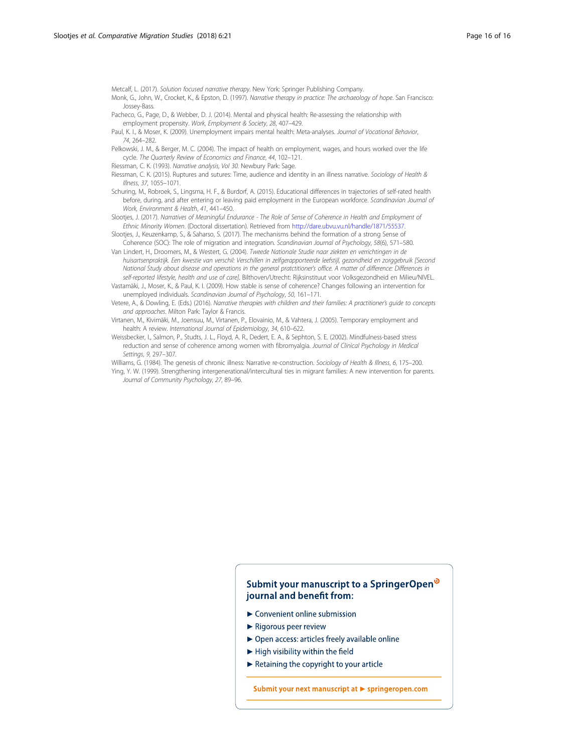Metcalf, L. (2017). *Solution focused narrative therapy*. New York: Springer Publishing Company.

Monk, G., John, W., Crocket, K., & Epston, D. (1997). *Narrative therapy in practice: The archaeology of hope*. San Francisco: Jossey-Bass.

Pacheco, G., Page, D., & Webber, D. J. (2014). Mental and physical health: Re-assessing the relationship with employment propensity. *Work, Employment & Society*, *28*, 407–429.

Paul, K. I., & Moser, K. (2009). Unemployment impairs mental health: Meta-analyses. *Journal of Vocational Behavior*, *74*, 264–282.

Pelkowski, J. M., & Berger, M. C. (2004). The impact of health on employment, wages, and hours worked over the life cycle. *The Quarterly Review of Economics and Finance*, *44*, 102–121.

Riessman, C. K. (1993). *Narrative analysis, Vol 30*. Newbury Park: Sage.

Riessman, C. K. (2015). Ruptures and sutures: Time, audience and identity in an illness narrative. *Sociology of Health & Illness*, *37*, 1055–1071.

Schuring, M., Robroek, S., Lingsma, H. F., & Burdorf, A. (2015). Educational differences in trajectories of self-rated health before, during, and after entering or leaving paid employment in the European workforce. *Scandinavian Journal of Work, Environment & Health*, *41*, 441–450.

Slootjes, J. (2017). *Narratives of Meaningful Endurance - The Role of Sense of Coherence in Health and Employment of Ethnic Minority Women*. (Doctoral dissertation). Retrieved from http://dare.ubvu.vu.nl/handle/1871/55537.

Slootjes, J., Keuzenkamp, S., & Saharso, S. (2017). The mechanisms behind the formation of a strong Sense of Coherence (SOC): The role of migration and integration. *Scandinavian Journal of Psychology*, *58*(6), 571–580.

Van Lindert, H., Droomers, M., & Westert, G. (2004). *Tweede Nationale Studie naar ziekten en verrichtingen in de huisartsenpraktijk. Een kwestie van verschil: Verschillen in zelfgerapporteerde leefstijl, gezondheid en zorggebruik [Second National Study about disease and operations in the general pratctitioner's office. A matter of difference: Differences in self-reported lifestyle, health and use of care]*. Bilthoven/Utrecht: Rijksinstituut voor Volksgezondheid en Milieu/NIVEL.

Vastamäki, J., Moser, K., & Paul, K. I. (2009). How stable is sense of coherence? Changes following an intervention for unemployed individuals. *Scandinavian Journal of Psychology*, *50*, 161–171.

Vetere, A., & Dowling, E. (Eds.) (2016). *Narrative therapies with children and their families: A practitioner's guide to concepts and approaches*. Milton Park: Taylor & Francis.

Virtanen, M., Kivimäki, M., Joensuu, M., Virtanen, P., Elovainio, M., & Vahtera, J. (2005). Temporary employment and health: A review. *International Journal of Epidemiology*, *34*, 610–622.

Weissbecker, I., Salmon, P., Studts, J. L., Floyd, A. R., Dedert, E. A., & Sephton, S. E. (2002). Mindfulness-based stress reduction and sense of coherence among women with fibromyalgia. *Journal of Clinical Psychology in Medical Settings*, *9*, 297–307.

Williams, G. (1984). The genesis of chronic illness: Narrative re-construction. *Sociology of Health & Illness*, *6*, 175–200.

Ying, Y. W. (1999). Strengthening intergenerational/intercultural ties in migrant families: A new intervention for parents. *Journal of Community Psychology*, *27*, 89–96.

**Submit your manuscript to a SpringerOpen journal and benefit from:**

- ► Convenient online submission
- ► Rigorous peer review
- ► Open access: articles freely available online
- ► High visibility within the field
- ► Retaining the copyright to your article

**Submit your next manuscript at ► springeropen.com**